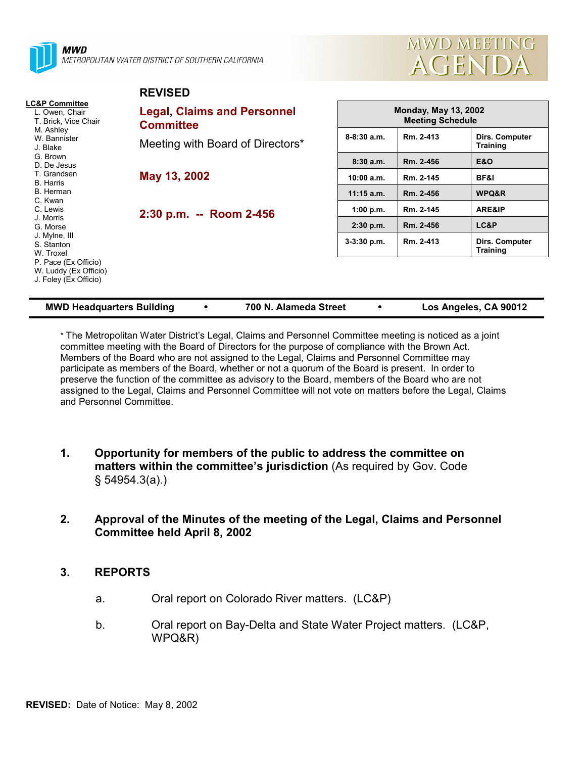**MWD**
*METROPOLITAN WATER DISTRICT OF SOUTHERN CALIFORNIA*

# MWD MEETING AGENDA

**LC&P Committee**
- L. Owen, Chair
- T. Brick, Vice Chair
- M. Ashley
- W. Bannister
- J. Blake
- G. Brown
- D. De Jesus
- T. Grandsen
- B. Harris
- B. Herman
- C. Kwan
- C. Lewis
- J. Morris
- G. Morse
- J. Mylne, III
- S. Stanton
- W. Troxel
- P. Pace (Ex Officio)
- W. Luddy (Ex Officio)
- J. Foley (Ex Officio)

**REVISED**

## Legal, Claims and Personnel Committee

Meeting with Board of Directors*

**May 13, 2002**

**2:30 p.m. -- Room 2-456**

| Monday, May 13, 2002 Meeting Schedule | | |
|---|---|---|
| 8-8:30 a.m. | Rm. 2-413 | Dirs. Computer Training |
| 8:30 a.m. | Rm. 2-456 | E&O |
| 10:00 a.m. | Rm. 2-145 | BF&I |
| 11:15 a.m. | Rm. 2-456 | WPQ&R |
| 1:00 p.m. | Rm. 2-145 | ARE&IP |
| 2:30 p.m. | Rm. 2-456 | LC&P |
| 3-3:30 p.m. | Rm. 2-413 | Dirs. Computer Training |

**MWD Headquarters Building • 700 N. Alameda Street • Los Angeles, CA 90012**

* The Metropolitan Water District's Legal, Claims and Personnel Committee meeting is noticed as a joint committee meeting with the Board of Directors for the purpose of compliance with the Brown Act. Members of the Board who are not assigned to the Legal, Claims and Personnel Committee may participate as members of the Board, whether or not a quorum of the Board is present. In order to preserve the function of the committee as advisory to the Board, members of the Board who are not assigned to the Legal, Claims and Personnel Committee will not vote on matters before the Legal, Claims and Personnel Committee.

1. **Opportunity for members of the public to address the committee on matters within the committee's jurisdiction** (As required by Gov. Code § 54954.3(a).)

2. **Approval of the Minutes of the meeting of the Legal, Claims and Personnel Committee held April 8, 2002**

3. **REPORTS**

   a. Oral report on Colorado River matters. (LC&P)

   b. Oral report on Bay-Delta and State Water Project matters. (LC&P, WPQ&R)

**REVISED:** Date of Notice: May 8, 2002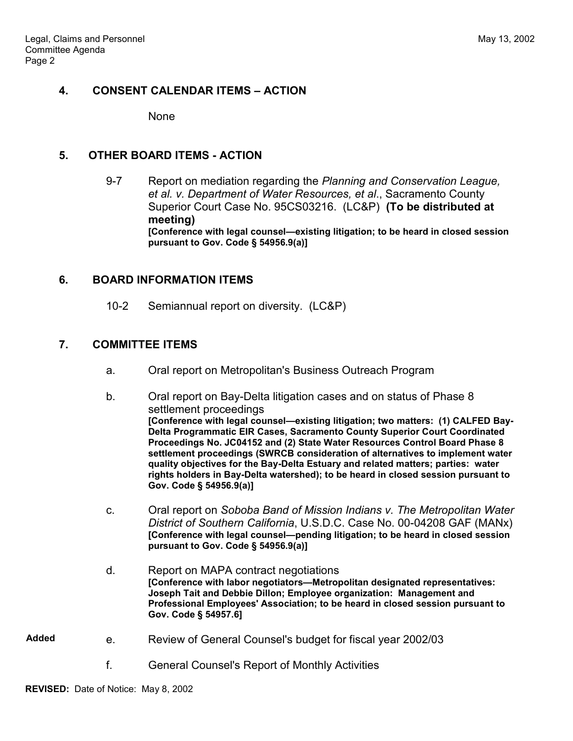## 4. CONSENT CALENDAR ITEMS – ACTION

None

## 5. OTHER BOARD ITEMS - ACTION

9-7 Report on mediation regarding the *Planning and Conservation League, et al. v. Department of Water Resources, et al*., Sacramento County Superior Court Case No. 95CS03216. (LC&P) **(To be distributed at meeting)**
**[Conference with legal counsel—existing litigation; to be heard in closed session pursuant to Gov. Code § 54956.9(a)]**

## 6. BOARD INFORMATION ITEMS

10-2 Semiannual report on diversity. (LC&P)

## 7. COMMITTEE ITEMS

a. Oral report on Metropolitan's Business Outreach Program

b. Oral report on Bay-Delta litigation cases and on status of Phase 8 settlement proceedings
**[Conference with legal counsel—existing litigation; two matters: (1) CALFED Bay-Delta Programmatic EIR Cases, Sacramento County Superior Court Coordinated Proceedings No. JC04152 and (2) State Water Resources Control Board Phase 8 settlement proceedings (SWRCB consideration of alternatives to implement water quality objectives for the Bay-Delta Estuary and related matters; parties: water rights holders in Bay-Delta watershed); to be heard in closed session pursuant to Gov. Code § 54956.9(a)]**

c. Oral report on *Soboba Band of Mission Indians v. The Metropolitan Water District of Southern California*, U.S.D.C. Case No. 00-04208 GAF (MANx)
**[Conference with legal counsel—pending litigation; to be heard in closed session pursuant to Gov. Code § 54956.9(a)]**

d. Report on MAPA contract negotiations
**[Conference with labor negotiators—Metropolitan designated representatives: Joseph Tait and Debbie Dillon; Employee organization: Management and Professional Employees' Association; to be heard in closed session pursuant to Gov. Code § 54957.6]**

**Added** e. Review of General Counsel's budget for fiscal year 2002/03

f. General Counsel's Report of Monthly Activities

**REVISED:** Date of Notice: May 8, 2002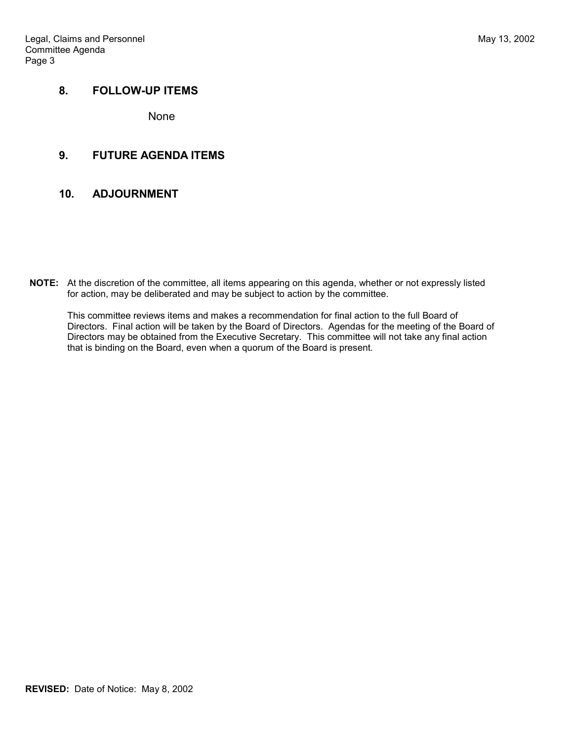## 8. FOLLOW-UP ITEMS

None

## 9. FUTURE AGENDA ITEMS

## 10. ADJOURNMENT

**NOTE:** At the discretion of the committee, all items appearing on this agenda, whether or not expressly listed for action, may be deliberated and may be subject to action by the committee.

This committee reviews items and makes a recommendation for final action to the full Board of Directors. Final action will be taken by the Board of Directors. Agendas for the meeting of the Board of Directors may be obtained from the Executive Secretary. This committee will not take any final action that is binding on the Board, even when a quorum of the Board is present.

**REVISED:** Date of Notice: May 8, 2002